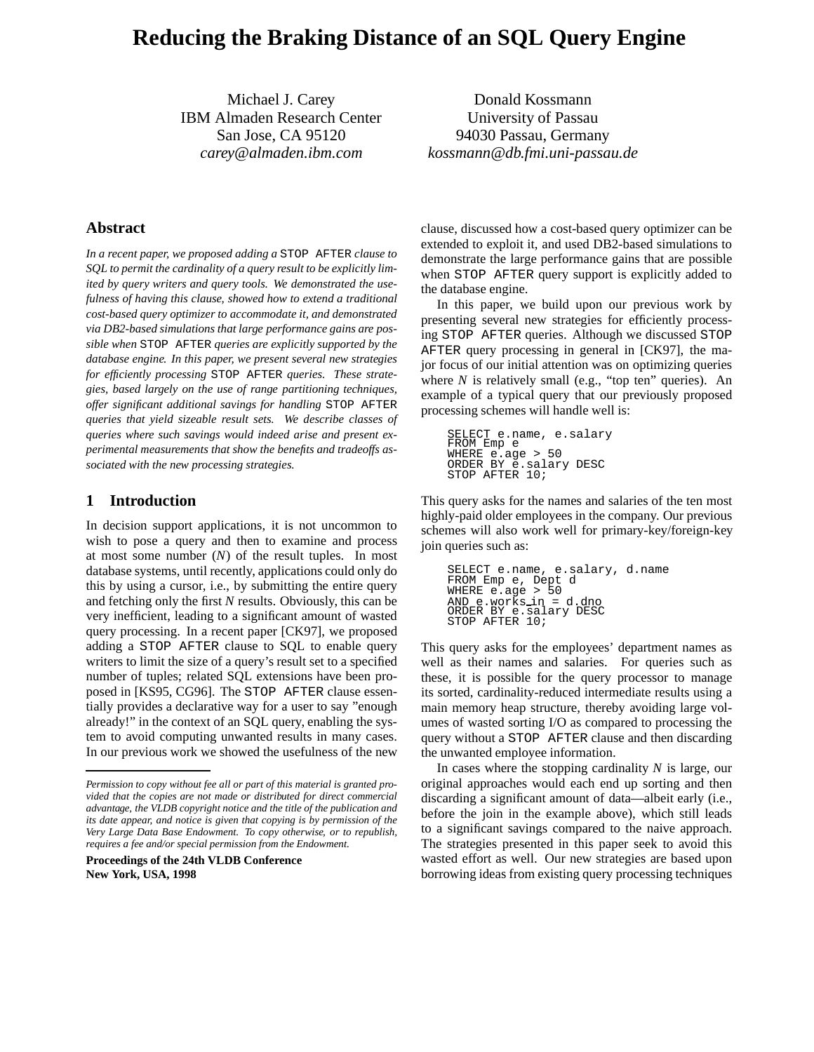# Reducing the Braking Distance of an SQL Query Engine

Michael J. Carey
IBM Almaden Research Center
San Jose, CA 95120
*carey@almaden.ibm.com*

Donald Kossmann
University of Passau
94030 Passau, Germany
*kossmann@db.fmi.uni-passau.de*

## Abstract

*In a recent paper, we proposed adding a* `STOP AFTER` *clause to SQL to permit the cardinality of a query result to be explicitly limited by query writers and query tools. We demonstrated the usefulness of having this clause, showed how to extend a traditional cost-based query optimizer to accommodate it, and demonstrated via DB2-based simulations that large performance gains are possible when* `STOP AFTER` *queries are explicitly supported by the database engine. In this paper, we present several new strategies for efficiently processing* `STOP AFTER` *queries. These strategies, based largely on the use of range partitioning techniques, offer significant additional savings for handling* `STOP AFTER` *queries that yield sizeable result sets. We describe classes of queries where such savings would indeed arise and present experimental measurements that show the benefits and tradeoffs associated with the new processing strategies.*

## 1 Introduction

In decision support applications, it is not uncommon to wish to pose a query and then to examine and process at most some number (*N*) of the result tuples. In most database systems, until recently, applications could only do this by using a cursor, i.e., by submitting the entire query and fetching only the first *N* results. Obviously, this can be very inefficient, leading to a significant amount of wasted query processing. In a recent paper [CK97], we proposed adding a `STOP AFTER` clause to SQL to enable query writers to limit the size of a query's result set to a specified number of tuples; related SQL extensions have been proposed in [KS95, CG96]. The `STOP AFTER` clause essentially provides a declarative way for a user to say "enough already!" in the context of an SQL query, enabling the system to avoid computing unwanted results in many cases. In our previous work we showed the usefulness of the new clause, discussed how a cost-based query optimizer can be extended to exploit it, and used DB2-based simulations to demonstrate the large performance gains that are possible when `STOP AFTER` query support is explicitly added to the database engine.

In this paper, we build upon our previous work by presenting several new strategies for efficiently processing `STOP AFTER` queries. Although we discussed `STOP AFTER` query processing in general in [CK97], the major focus of our initial attention was on optimizing queries where *N* is relatively small (e.g., "top ten" queries). An example of a typical query that our previously proposed processing schemes will handle well is:

```
SELECT e.name, e.salary
FROM Emp e
WHERE e.age > 50
ORDER BY e.salary DESC
STOP AFTER 10;
```

This query asks for the names and salaries of the ten most highly-paid older employees in the company. Our previous schemes will also work well for primary-key/foreign-key join queries such as:

```
SELECT e.name, e.salary, d.name
FROM Emp e, Dept d
WHERE e.age > 50
AND e.works_in = d.dno
ORDER BY e.salary DESC
STOP AFTER 10;
```

This query asks for the employees' department names as well as their names and salaries. For queries such as these, it is possible for the query processor to manage its sorted, cardinality-reduced intermediate results using a main memory heap structure, thereby avoiding large volumes of wasted sorting I/O as compared to processing the query without a `STOP AFTER` clause and then discarding the unwanted employee information.

In cases where the stopping cardinality *N* is large, our original approaches would each end up sorting and then discarding a significant amount of data—albeit early (i.e., before the join in the example above), which still leads to a significant savings compared to the naive approach. The strategies presented in this paper seek to avoid this wasted effort as well. Our new strategies are based upon borrowing ideas from existing query processing techniques

---

*Permission to copy without fee all or part of this material is granted provided that the copies are not made or distributed for direct commercial advantage, the VLDB copyright notice and the title of the publication and its date appear, and notice is given that copying is by permission of the Very Large Data Base Endowment. To copy otherwise, or to republish, requires a fee and/or special permission from the Endowment.*

**Proceedings of the 24th VLDB Conference**
**New York, USA, 1998**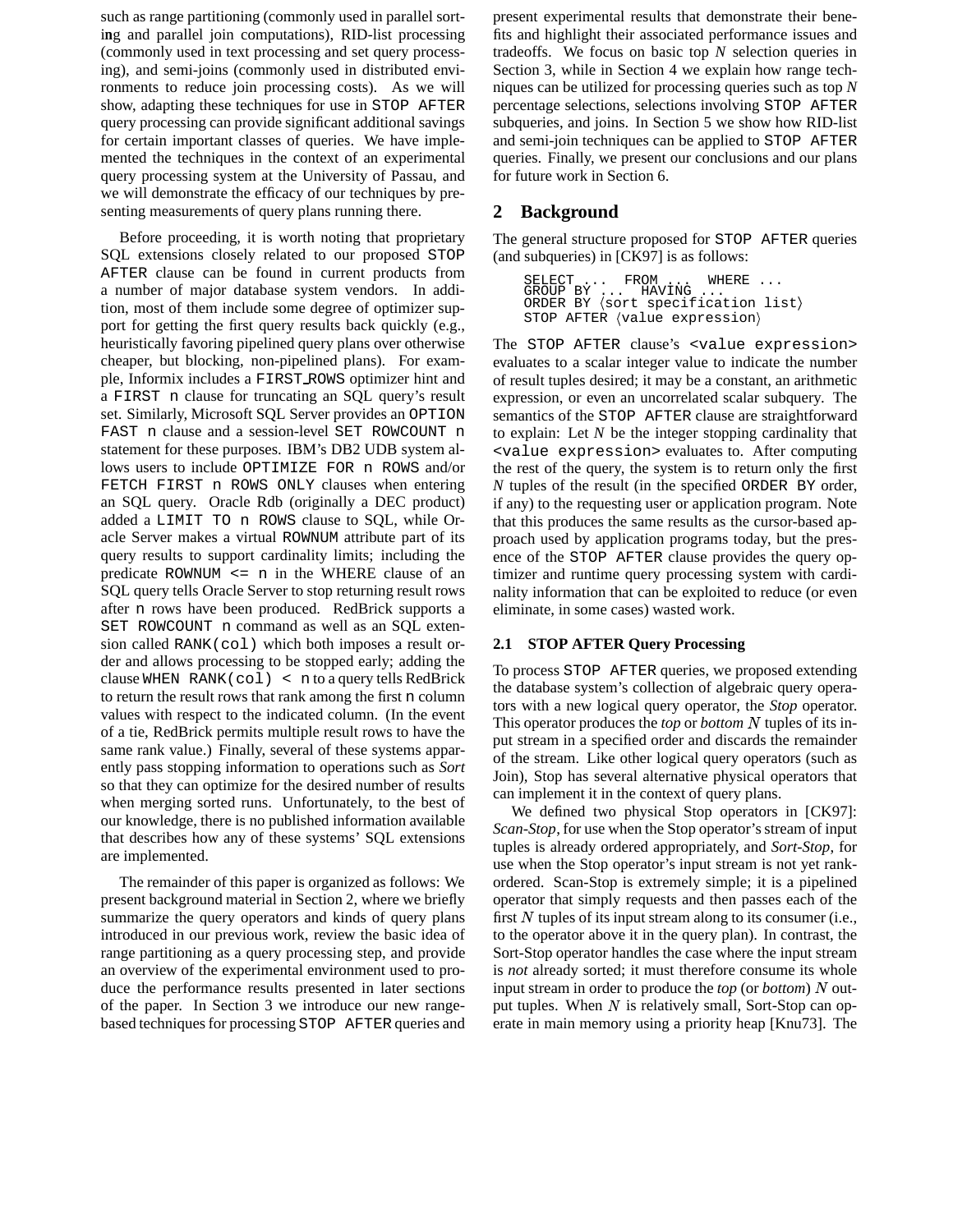such as range partitioning (commonly used in parallel sorting and parallel join computations), RID-list processing (commonly used in text processing and set query processing), and semi-joins (commonly used in distributed environments to reduce join processing costs). As we will show, adapting these techniques for use in STOP AFTER query processing can provide significant additional savings for certain important classes of queries. We have implemented the techniques in the context of an experimental query processing system at the University of Passau, and we will demonstrate the efficacy of our techniques by presenting measurements of query plans running there.

Before proceeding, it is worth noting that proprietary SQL extensions closely related to our proposed STOP AFTER clause can be found in current products from a number of major database system vendors. In addition, most of them include some degree of optimizer support for getting the first query results back quickly (e.g., heuristically favoring pipelined query plans over otherwise cheaper, but blocking, non-pipelined plans). For example, Informix includes a FIRST_ROWS optimizer hint and a FIRST n clause for truncating an SQL query's result set. Similarly, Microsoft SQL Server provides an OPTION FAST n clause and a session-level SET ROWCOUNT n statement for these purposes. IBM's DB2 UDB system allows users to include OPTIMIZE FOR n ROWS and/or FETCH FIRST n ROWS ONLY clauses when entering an SQL query. Oracle Rdb (originally a DEC product) added a LIMIT TO n ROWS clause to SQL, while Oracle Server makes a virtual ROWNUM attribute part of its query results to support cardinality limits; including the predicate ROWNUM <= n in the WHERE clause of an SQL query tells Oracle Server to stop returning result rows after n rows have been produced. RedBrick supports a SET ROWCOUNT n command as well as an SQL extension called RANK(col) which both imposes a result order and allows processing to be stopped early; adding the clause WHEN RANK(col) < n to a query tells RedBrick to return the result rows that rank among the first n column values with respect to the indicated column. (In the event of a tie, RedBrick permits multiple result rows to have the same rank value.) Finally, several of these systems apparently pass stopping information to operations such as *Sort* so that they can optimize for the desired number of results when merging sorted runs. Unfortunately, to the best of our knowledge, there is no published information available that describes how any of these systems' SQL extensions are implemented.

The remainder of this paper is organized as follows: We present background material in Section 2, where we briefly summarize the query operators and kinds of query plans introduced in our previous work, review the basic idea of range partitioning as a query processing step, and provide an overview of the experimental environment used to produce the performance results presented in later sections of the paper. In Section 3 we introduce our new range-based techniques for processing STOP AFTER queries and present experimental results that demonstrate their benefits and highlight their associated performance issues and tradeoffs. We focus on basic top $N$ selection queries in Section 3, while in Section 4 we explain how range techniques can be utilized for processing queries such as top $N$ percentage selections, selections involving STOP AFTER subqueries, and joins. In Section 5 we show how RID-list and semi-join techniques can be applied to STOP AFTER queries. Finally, we present our conclusions and our plans for future work in Section 6.

## 2 Background

The general structure proposed for STOP AFTER queries (and subqueries) in [CK97] is as follows:

```
SELECT ...  FROM ...  WHERE ...
GROUP BY ...  HAVING ...
ORDER BY ⟨sort specification list⟩
STOP AFTER ⟨value expression⟩
```

The STOP AFTER clause's <value expression> evaluates to a scalar integer value to indicate the number of result tuples desired; it may be a constant, an arithmetic expression, or even an uncorrelated scalar subquery. The semantics of the STOP AFTER clause are straightforward to explain: Let $N$ be the integer stopping cardinality that <value expression> evaluates to. After computing the rest of the query, the system is to return only the first $N$ tuples of the result (in the specified ORDER BY order, if any) to the requesting user or application program. Note that this produces the same results as the cursor-based approach used by application programs today, but the presence of the STOP AFTER clause provides the query optimizer and runtime query processing system with cardinality information that can be exploited to reduce (or even eliminate, in some cases) wasted work.

### 2.1 STOP AFTER Query Processing

To process STOP AFTER queries, we proposed extending the database system's collection of algebraic query operators with a new logical query operator, the *Stop* operator. This operator produces the *top* or *bottom* $N$ tuples of its input stream in a specified order and discards the remainder of the stream. Like other logical query operators (such as Join), Stop has several alternative physical operators that can implement it in the context of query plans.

We defined two physical Stop operators in [CK97]: *Scan-Stop*, for use when the Stop operator's stream of input tuples is already ordered appropriately, and *Sort-Stop*, for use when the Stop operator's input stream is not yet rank-ordered. Scan-Stop is extremely simple; it is a pipelined operator that simply requests and then passes each of the first $N$ tuples of its input stream along to its consumer (i.e., to the operator above it in the query plan). In contrast, the Sort-Stop operator handles the case where the input stream is *not* already sorted; it must therefore consume its whole input stream in order to produce the *top* (or *bottom*) $N$ output tuples. When $N$ is relatively small, Sort-Stop can operate in main memory using a priority heap [Knu73]. The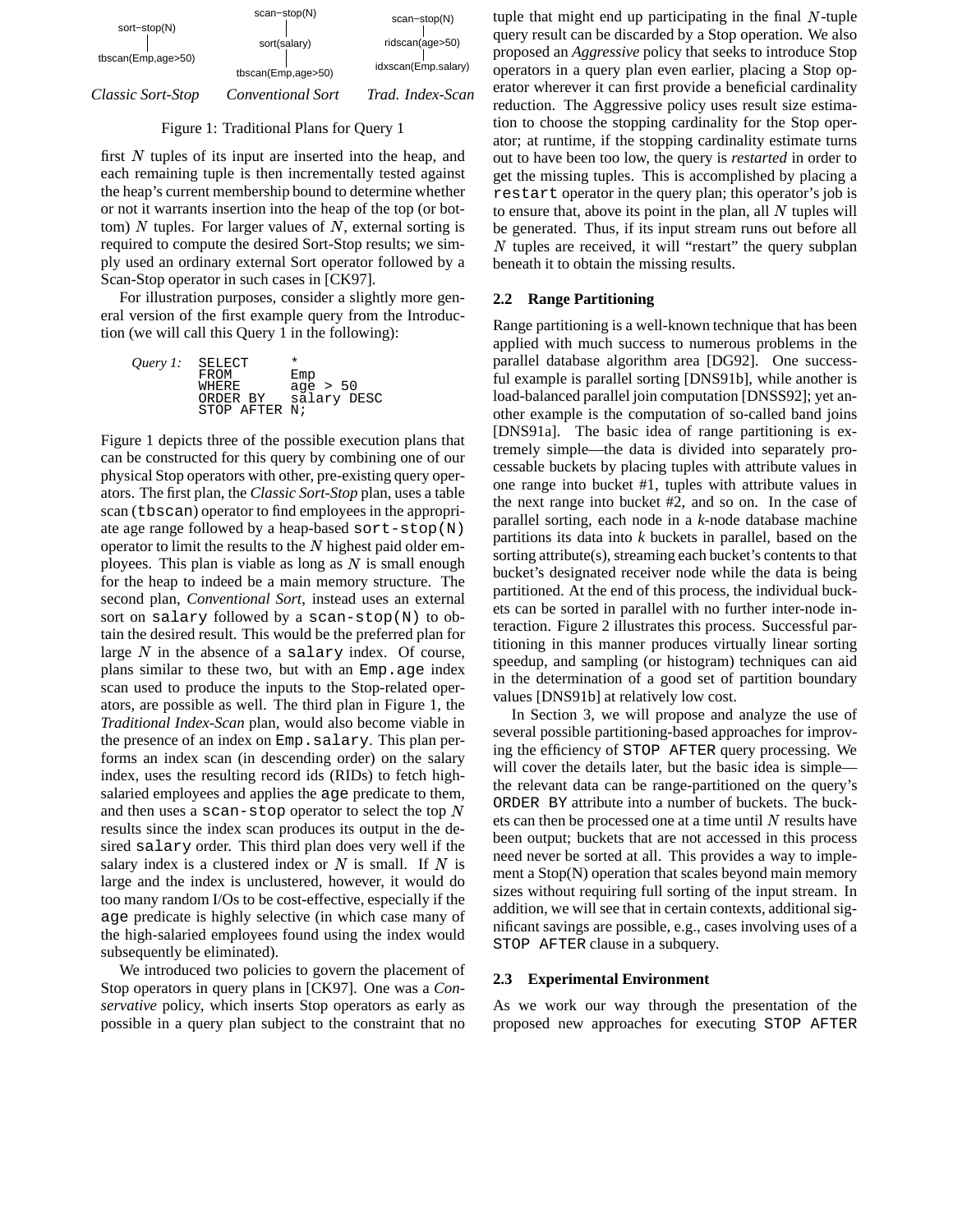sort−stop(N)

tbscan(Emp,age>50)

*Classic Sort-Stop*

scan−stop(N)

sort(salary)

tbscan(Emp,age>50)

*Conventional Sort*

scan−stop(N)

ridscan(age>50)

idxscan(Emp.salary)

*Trad. Index-Scan*

Figure 1: Traditional Plans for Query 1

first $N$ tuples of its input are inserted into the heap, and each remaining tuple is then incrementally tested against the heap's current membership bound to determine whether or not it warrants insertion into the heap of the top (or bottom) $N$ tuples. For larger values of $N$, external sorting is required to compute the desired Sort-Stop results; we simply used an ordinary external Sort operator followed by a Scan-Stop operator in such cases in [CK97].

For illustration purposes, consider a slightly more general version of the first example query from the Introduction (we will call this Query 1 in the following):

*Query 1:*
```
SELECT        *
FROM          Emp
WHERE         age > 50
ORDER BY      salary DESC
STOP AFTER N;
```

Figure 1 depicts three of the possible execution plans that can be constructed for this query by combining one of our physical Stop operators with other, pre-existing query operators. The first plan, the *Classic Sort-Stop* plan, uses a table scan (`tbscan`) operator to find employees in the appropriate age range followed by a heap-based `sort-stop(N)` operator to limit the results to the $N$ highest paid older employees. This plan is viable as long as $N$ is small enough for the heap to indeed be a main memory structure. The second plan, *Conventional Sort*, instead uses an external sort on `salary` followed by a `scan-stop(N)` to obtain the desired result. This would be the preferred plan for large $N$ in the absence of a `salary` index. Of course, plans similar to these two, but with an `Emp.age` index scan used to produce the inputs to the Stop-related operators, are possible as well. The third plan in Figure 1, the *Traditional Index-Scan* plan, would also become viable in the presence of an index on `Emp.salary`. This plan performs an index scan (in descending order) on the salary index, uses the resulting record ids (RIDs) to fetch high-salaried employees and applies the `age` predicate to them, and then uses a `scan-stop` operator to select the top $N$ results since the index scan produces its output in the desired `salary` order. This third plan does very well if the salary index is a clustered index or $N$ is small. If $N$ is large and the index is unclustered, however, it would do too many random I/Os to be cost-effective, especially if the `age` predicate is highly selective (in which case many of the high-salaried employees found using the index would subsequently be eliminated).

We introduced two policies to govern the placement of Stop operators in query plans in [CK97]. One was a *Conservative* policy, which inserts Stop operators as early as possible in a query plan subject to the constraint that no tuple that might end up participating in the final $N$-tuple query result can be discarded by a Stop operation. We also proposed an *Aggressive* policy that seeks to introduce Stop operators in a query plan even earlier, placing a Stop operator wherever it can first provide a beneficial cardinality reduction. The Aggressive policy uses result size estimation to choose the stopping cardinality for the Stop operator; at runtime, if the stopping cardinality estimate turns out to have been too low, the query is *restarted* in order to get the missing tuples. This is accomplished by placing a `restart` operator in the query plan; this operator's job is to ensure that, above its point in the plan, all $N$ tuples will be generated. Thus, if its input stream runs out before all $N$ tuples are received, it will "restart" the query subplan beneath it to obtain the missing results.

### 2.2 Range Partitioning

Range partitioning is a well-known technique that has been applied with much success to numerous problems in the parallel database algorithm area [DG92]. One successful example is parallel sorting [DNS91b], while another is load-balanced parallel join computation [DNSS92]; yet another example is the computation of so-called band joins [DNS91a]. The basic idea of range partitioning is extremely simple—the data is divided into separately processable buckets by placing tuples with attribute values in one range into bucket #1, tuples with attribute values in the next range into bucket #2, and so on. In the case of parallel sorting, each node in a $k$-node database machine partitions its data into $k$ buckets in parallel, based on the sorting attribute(s), streaming each bucket's contents to that bucket's designated receiver node while the data is being partitioned. At the end of this process, the individual buckets can be sorted in parallel with no further inter-node interaction. Figure 2 illustrates this process. Successful partitioning in this manner produces virtually linear sorting speedup, and sampling (or histogram) techniques can aid in the determination of a good set of partition boundary values [DNS91b] at relatively low cost.

In Section 3, we will propose and analyze the use of several possible partitioning-based approaches for improving the efficiency of `STOP AFTER` query processing. We will cover the details later, but the basic idea is simple—the relevant data can be range-partitioned on the query's `ORDER BY` attribute into a number of buckets. The buckets can then be processed one at a time until $N$ results have been output; buckets that are not accessed in this process need never be sorted at all. This provides a way to implement a Stop(N) operation that scales beyond main memory sizes without requiring full sorting of the input stream. In addition, we will see that in certain contexts, additional significant savings are possible, e.g., cases involving uses of a `STOP AFTER` clause in a subquery.

### 2.3 Experimental Environment

As we work our way through the presentation of the proposed new approaches for executing `STOP AFTER`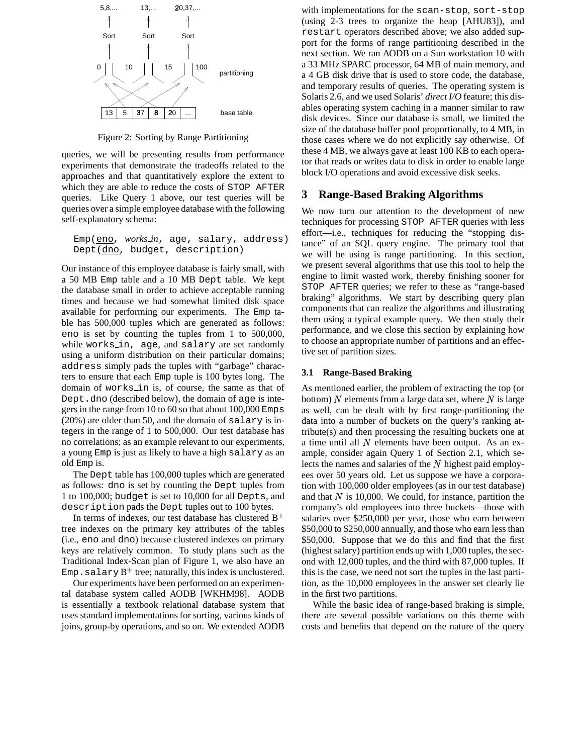5,8,...

13,...

20,37,...

Sort

Sort

Sort

0

10

15

100

partitioning

13 | 5 | 37 | 8 | 20 | ...

base table

Figure 2: Sorting by Range Partitioning

queries, we will be presenting results from performance experiments that demonstrate the tradeoffs related to the approaches and that quantitatively explore the extent to which they are able to reduce the costs of STOP AFTER queries. Like Query 1 above, our test queries will be queries over a simple employee database with the following self-explanatory schema:

```
Emp(eno, works_in, age, salary, address)
Dept(dno, budget, description)
```

Our instance of this employee database is fairly small, with a 50 MB Emp table and a 10 MB Dept table. We kept the database small in order to achieve acceptable running times and because we had somewhat limited disk space available for performing our experiments. The Emp table has 500,000 tuples which are generated as follows: eno is set by counting the tuples from 1 to 500,000, while works_in, age, and salary are set randomly using a uniform distribution on their particular domains; address simply pads the tuples with "garbage" characters to ensure that each Emp tuple is 100 bytes long. The domain of works_in is, of course, the same as that of Dept.dno (described below), the domain of age is integers in the range from 10 to 60 so that about 100,000 Emps (20%) are older than 50, and the domain of salary is integers in the range of 1 to 500,000. Our test database has no correlations; as an example relevant to our experiments, a young Emp is just as likely to have a high salary as an old Emp is.

The Dept table has 100,000 tuples which are generated as follows: dno is set by counting the Dept tuples from 1 to 100,000; budget is set to 10,000 for all Depts, and description pads the Dept tuples out to 100 bytes.

In terms of indexes, our test database has clustered B$^+$ tree indexes on the primary key attributes of the tables (i.e., eno and dno) because clustered indexes on primary keys are relatively common. To study plans such as the Traditional Index-Scan plan of Figure 1, we also have an Emp.salary B$^+$ tree; naturally, this index is unclustered.

Our experiments have been performed on an experimental database system called AODB [WKHM98]. AODB is essentially a textbook relational database system that uses standard implementations for sorting, various kinds of joins, group-by operations, and so on. We extended AODB with implementations for the scan-stop, sort-stop (using 2-3 trees to organize the heap [AHU83]), and restart operators described above; we also added support for the forms of range partitioning described in the next section. We ran AODB on a Sun workstation 10 with a 33 MHz SPARC processor, 64 MB of main memory, and a 4 GB disk drive that is used to store code, the database, and temporary results of queries. The operating system is Solaris 2.6, and we used Solaris' *direct I/O* feature; this disables operating system caching in a manner similar to raw disk devices. Since our database is small, we limited the size of the database buffer pool proportionally, to 4 MB, in those cases where we do not explicitly say otherwise. Of these 4 MB, we always gave at least 100 KB to each operator that reads or writes data to disk in order to enable large block I/O operations and avoid excessive disk seeks.

## 3 Range-Based Braking Algorithms

We now turn our attention to the development of new techniques for processing STOP AFTER queries with less effort—i.e., techniques for reducing the "stopping distance" of an SQL query engine. The primary tool that we will be using is range partitioning. In this section, we present several algorithms that use this tool to help the engine to limit wasted work, thereby finishing sooner for STOP AFTER queries; we refer to these as "range-based braking" algorithms. We start by describing query plan components that can realize the algorithms and illustrating them using a typical example query. We then study their performance, and we close this section by explaining how to choose an appropriate number of partitions and an effective set of partition sizes.

### 3.1 Range-Based Braking

As mentioned earlier, the problem of extracting the top (or bottom) $N$ elements from a large data set, where $N$ is large as well, can be dealt with by first range-partitioning the data into a number of buckets on the query's ranking attribute(s) and then processing the resulting buckets one at a time until all $N$ elements have been output. As an example, consider again Query 1 of Section 2.1, which selects the names and salaries of the $N$ highest paid employees over 50 years old. Let us suppose we have a corporation with 100,000 older employees (as in our test database) and that $N$ is 10,000. We could, for instance, partition the company's old employees into three buckets—those with salaries over \$250,000 per year, those who earn between \$50,000 to \$250,000 annually, and those who earn less than \$50,000. Suppose that we do this and find that the first (highest salary) partition ends up with 1,000 tuples, the second with 12,000 tuples, and the third with 87,000 tuples. If this is the case, we need not sort the tuples in the last partition, as the 10,000 employees in the answer set clearly lie in the first two partitions.

While the basic idea of range-based braking is simple, there are several possible variations on this theme with costs and benefits that depend on the nature of the query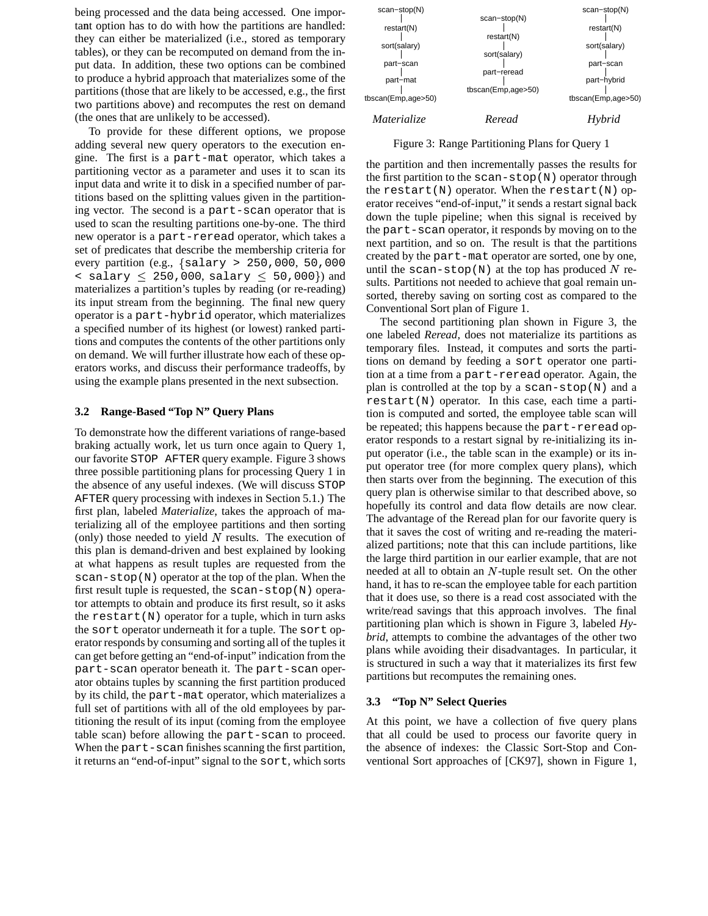being processed and the data being accessed. One important option has to do with how the partitions are handled: they can either be materialized (i.e., stored as temporary tables), or they can be recomputed on demand from the input data. In addition, these two options can be combined to produce a hybrid approach that materializes some of the partitions (those that are likely to be accessed, e.g., the first two partitions above) and recomputes the rest on demand (the ones that are unlikely to be accessed).

To provide for these different options, we propose adding several new query operators to the execution engine. The first is a `part-mat` operator, which takes a partitioning vector as a parameter and uses it to scan its input data and write it to disk in a specified number of partitions based on the splitting values given in the partitioning vector. The second is a `part-scan` operator that is used to scan the resulting partitions one-by-one. The third new operator is a `part-reread` operator, which takes a set of predicates that describe the membership criteria for every partition (e.g., {`salary > 250,000`, `50,000 < salary` $\leq$ `250,000`, `salary` $\leq$ `50,000`}) and materializes a partition's tuples by reading (or re-reading) its input stream from the beginning. The final new query operator is a `part-hybrid` operator, which materializes a specified number of its highest (or lowest) ranked partitions and computes the contents of the other partitions only on demand. We will further illustrate how each of these operators works, and discuss their performance tradeoffs, by using the example plans presented in the next subsection.

### 3.2 Range-Based "Top N" Query Plans

To demonstrate how the different variations of range-based braking actually work, let us turn once again to Query 1, our favorite `STOP AFTER` query example. Figure 3 shows three possible partitioning plans for processing Query 1 in the absence of any useful indexes. (We will discuss `STOP AFTER` query processing with indexes in Section 5.1.) The first plan, labeled *Materialize*, takes the approach of materializing all of the employee partitions and then sorting (only) those needed to yield $N$ results. The execution of this plan is demand-driven and best explained by looking at what happens as result tuples are requested from the `scan-stop(N)` operator at the top of the plan. When the first result tuple is requested, the `scan-stop(N)` operator attempts to obtain and produce its first result, so it asks the `restart(N)` operator for a tuple, which in turn asks the `sort` operator underneath it for a tuple. The `sort` operator responds by consuming and sorting all of the tuples it can get before getting an "end-of-input" indication from the `part-scan` operator beneath it. The `part-scan` operator obtains tuples by scanning the first partition produced by its child, the `part-mat` operator, which materializes a full set of partitions with all of the old employees by partitioning the result of its input (coming from the employee table scan) before allowing the `part-scan` to proceed. When the `part-scan` finishes scanning the first partition, it returns an "end-of-input" signal to the `sort`, which sorts

scan−stop(N)
restart(N)
sort(salary)
part−scan
part−mat
tbscan(Emp,age>50)
*Materialize*

scan−stop(N)
restart(N)
sort(salary)
part−reread
tbscan(Emp,age>50)
*Reread*

scan−stop(N)
restart(N)
sort(salary)
part−scan
part−hybrid
tbscan(Emp,age>50)
*Hybrid*

Figure 3: Range Partitioning Plans for Query 1

the partition and then incrementally passes the results for the first partition to the `scan-stop(N)` operator through the `restart(N)` operator. When the `restart(N)` operator receives "end-of-input," it sends a restart signal back down the tuple pipeline; when this signal is received by the `part-scan` operator, it responds by moving on to the next partition, and so on. The result is that the partitions created by the `part-mat` operator are sorted, one by one, until the `scan-stop(N)` at the top has produced $N$ results. Partitions not needed to achieve that goal remain unsorted, thereby saving on sorting cost as compared to the Conventional Sort plan of Figure 1.

The second partitioning plan shown in Figure 3, the one labeled *Reread*, does not materialize its partitions as temporary files. Instead, it computes and sorts the partitions on demand by feeding a `sort` operator one partition at a time from a `part-reread` operator. Again, the plan is controlled at the top by a `scan-stop(N)` and a `restart(N)` operator. In this case, each time a partition is computed and sorted, the employee table scan will be repeated; this happens because the `part-reread` operator responds to a restart signal by re-initializing its input operator (i.e., the table scan in the example) or its input operator tree (for more complex query plans), which then starts over from the beginning. The execution of this query plan is otherwise similar to that described above, so hopefully its control and data flow details are now clear. The advantage of the Reread plan for our favorite query is that it saves the cost of writing and re-reading the materialized partitions; note that this can include partitions, like the large third partition in our earlier example, that are not needed at all to obtain an $N$-tuple result set. On the other hand, it has to re-scan the employee table for each partition that it does use, so there is a read cost associated with the write/read savings that this approach involves. The final partitioning plan which is shown in Figure 3, labeled *Hybrid*, attempts to combine the advantages of the other two plans while avoiding their disadvantages. In particular, it is structured in such a way that it materializes its first few partitions but recomputes the remaining ones.

### 3.3 "Top N" Select Queries

At this point, we have a collection of five query plans that all could be used to process our favorite query in the absence of indexes: the Classic Sort-Stop and Conventional Sort approaches of [CK97], shown in Figure 1,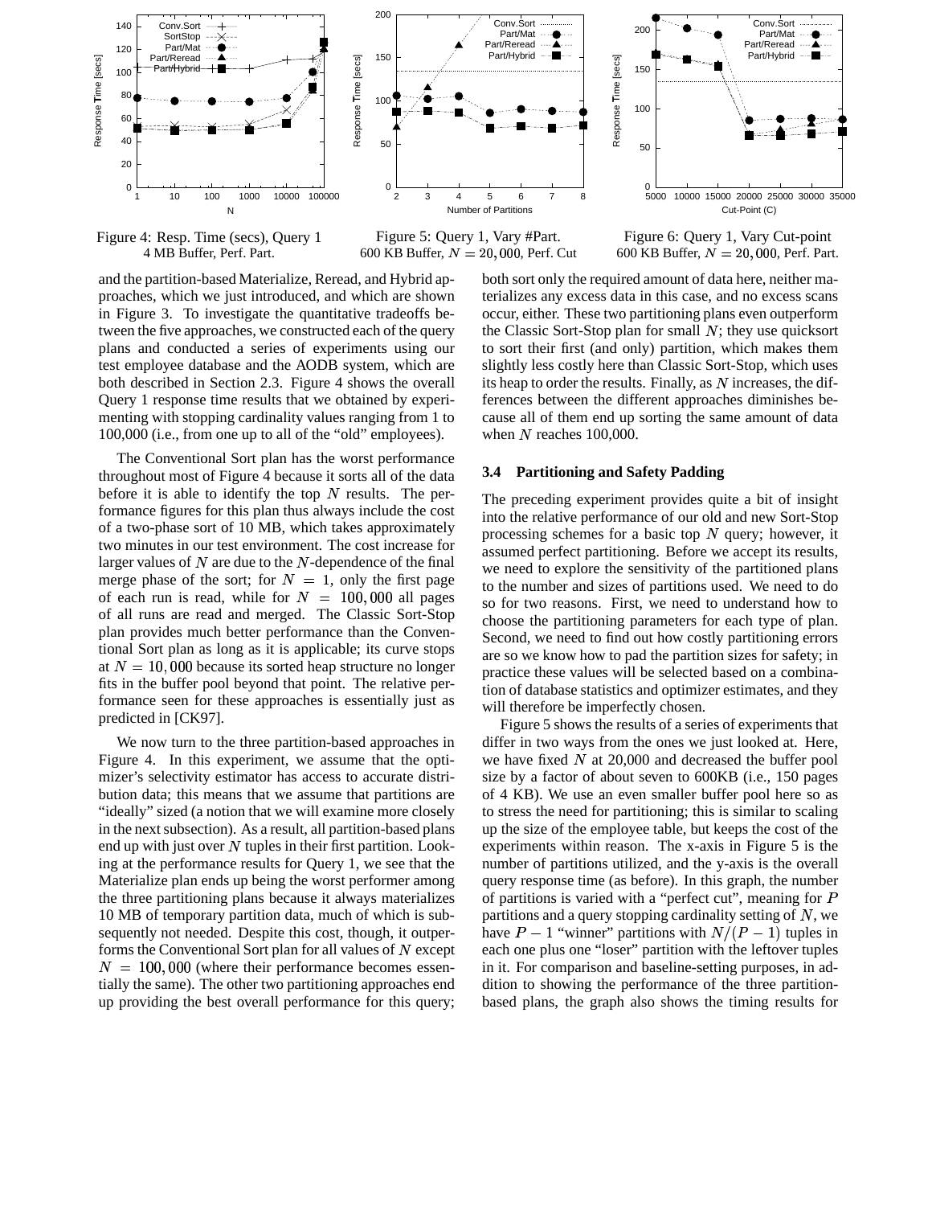Conv.Sort
SortStop
Part/Mat
Part/Reread
Part/Hybrid
Response Time [secs]
0
20
40
60
80
100
120
140
1
10
100
1000
10000
100000
N

Figure 4: Resp. Time (secs), Query 1
4 MB Buffer, Perf. Part.

Conv.Sort
Part/Mat
Part/Reread
Part/Hybrid
Response Time [secs]
0
50
100
150
200
2
3
4
5
6
7
8
Number of Partitions

Figure 5: Query 1, Vary #Part.
600 KB Buffer, $N = 20,000$, Perf. Cut

Conv.Sort
Part/Mat
Part/Reread
Part/Hybrid
Response Time [secs]
0
50
100
150
200
5000
10000
15000
20000
25000
30000
35000
Cut-Point (C)

Figure 6: Query 1, Vary Cut-point
600 KB Buffer, $N = 20,000$, Perf. Part.

and the partition-based Materialize, Reread, and Hybrid approaches, which we just introduced, and which are shown in Figure 3. To investigate the quantitative tradeoffs between the five approaches, we constructed each of the query plans and conducted a series of experiments using our test employee database and the AODB system, which are both described in Section 2.3. Figure 4 shows the overall Query 1 response time results that we obtained by experimenting with stopping cardinality values ranging from 1 to 100,000 (i.e., from one up to all of the "old" employees).

The Conventional Sort plan has the worst performance throughout most of Figure 4 because it sorts all of the data before it is able to identify the top $N$ results. The performance figures for this plan thus always include the cost of a two-phase sort of 10 MB, which takes approximately two minutes in our test environment. The cost increase for larger values of $N$ are due to the $N$-dependence of the final merge phase of the sort; for $N = 1$, only the first page of each run is read, while for $N = 100,000$ all pages of all runs are read and merged. The Classic Sort-Stop plan provides much better performance than the Conventional Sort plan as long as it is applicable; its curve stops at $N = 10,000$ because its sorted heap structure no longer fits in the buffer pool beyond that point. The relative performance seen for these approaches is essentially just as predicted in [CK97].

We now turn to the three partition-based approaches in Figure 4. In this experiment, we assume that the optimizer's selectivity estimator has access to accurate distribution data; this means that we assume that partitions are "ideally" sized (a notion that we will examine more closely in the next subsection). As a result, all partition-based plans end up with just over $N$ tuples in their first partition. Looking at the performance results for Query 1, we see that the Materialize plan ends up being the worst performer among the three partitioning plans because it always materializes 10 MB of temporary partition data, much of which is subsequently not needed. Despite this cost, though, it outperforms the Conventional Sort plan for all values of $N$ except $N = 100,000$ (where their performance becomes essentially the same). The other two partitioning approaches end up providing the best overall performance for this query; both sort only the required amount of data here, neither materializes any excess data in this case, and no excess scans occur, either. These two partitioning plans even outperform the Classic Sort-Stop plan for small $N$; they use quicksort to sort their first (and only) partition, which makes them slightly less costly here than Classic Sort-Stop, which uses its heap to order the results. Finally, as $N$ increases, the differences between the different approaches diminishes because all of them end up sorting the same amount of data when $N$ reaches 100,000.

### 3.4 Partitioning and Safety Padding

The preceding experiment provides quite a bit of insight into the relative performance of our old and new Sort-Stop processing schemes for a basic top $N$ query; however, it assumed perfect partitioning. Before we accept its results, we need to explore the sensitivity of the partitioned plans to the number and sizes of partitions used. We need to do so for two reasons. First, we need to understand how to choose the partitioning parameters for each type of plan. Second, we need to find out how costly partitioning errors are so we know how to pad the partition sizes for safety; in practice these values will be selected based on a combination of database statistics and optimizer estimates, and they will therefore be imperfectly chosen.

Figure 5 shows the results of a series of experiments that differ in two ways from the ones we just looked at. Here, we have fixed $N$ at 20,000 and decreased the buffer pool size by a factor of about seven to 600KB (i.e., 150 pages of 4 KB). We use an even smaller buffer pool here so as to stress the need for partitioning; this is similar to scaling up the size of the employee table, but keeps the cost of the experiments within reason. The x-axis in Figure 5 is the number of partitions utilized, and the y-axis is the overall query response time (as before). In this graph, the number of partitions is varied with a "perfect cut", meaning for $P$ partitions and a query stopping cardinality setting of $N$, we have $P - 1$ "winner" partitions with $N/(P - 1)$ tuples in each one plus one "loser" partition with the leftover tuples in it. For comparison and baseline-setting purposes, in addition to showing the performance of the three partition-based plans, the graph also shows the timing results for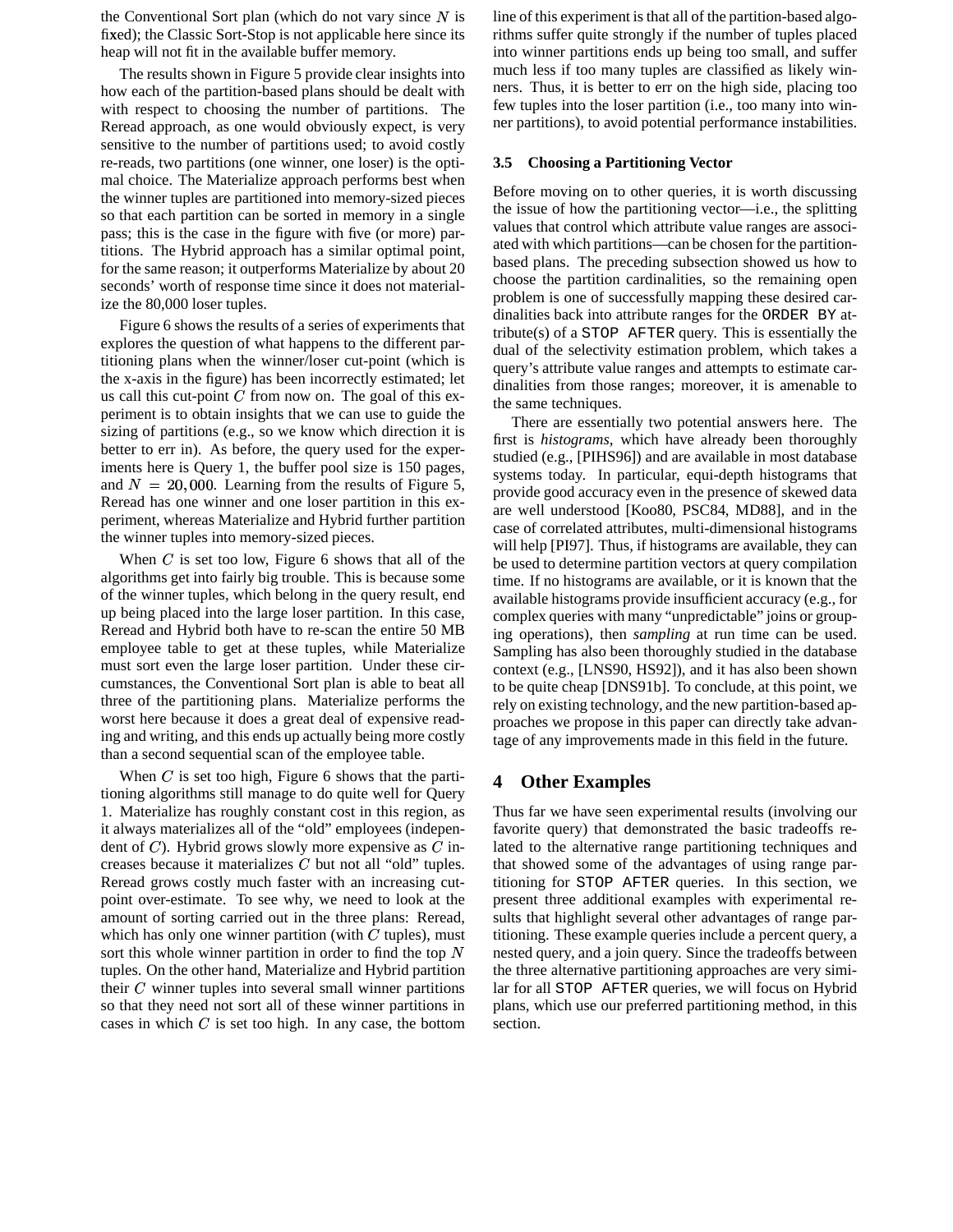the Conventional Sort plan (which do not vary since $N$ is fixed); the Classic Sort-Stop is not applicable here since its heap will not fit in the available buffer memory.

The results shown in Figure 5 provide clear insights into how each of the partition-based plans should be dealt with with respect to choosing the number of partitions. The Reread approach, as one would obviously expect, is very sensitive to the number of partitions used; to avoid costly re-reads, two partitions (one winner, one loser) is the optimal choice. The Materialize approach performs best when the winner tuples are partitioned into memory-sized pieces so that each partition can be sorted in memory in a single pass; this is the case in the figure with five (or more) partitions. The Hybrid approach has a similar optimal point, for the same reason; it outperforms Materialize by about 20 seconds' worth of response time since it does not materialize the 80,000 loser tuples.

Figure 6 shows the results of a series of experiments that explores the question of what happens to the different partitioning plans when the winner/loser cut-point (which is the x-axis in the figure) has been incorrectly estimated; let us call this cut-point $C$ from now on. The goal of this experiment is to obtain insights that we can use to guide the sizing of partitions (e.g., so we know which direction it is better to err in). As before, the query used for the experiments here is Query 1, the buffer pool size is 150 pages, and $N = 20,000$. Learning from the results of Figure 5, Reread has one winner and one loser partition in this experiment, whereas Materialize and Hybrid further partition the winner tuples into memory-sized pieces.

When $C$ is set too low, Figure 6 shows that all of the algorithms get into fairly big trouble. This is because some of the winner tuples, which belong in the query result, end up being placed into the large loser partition. In this case, Reread and Hybrid both have to re-scan the entire 50 MB employee table to get at these tuples, while Materialize must sort even the large loser partition. Under these circumstances, the Conventional Sort plan is able to beat all three of the partitioning plans. Materialize performs the worst here because it does a great deal of expensive reading and writing, and this ends up actually being more costly than a second sequential scan of the employee table.

When $C$ is set too high, Figure 6 shows that the partitioning algorithms still manage to do quite well for Query 1. Materialize has roughly constant cost in this region, as it always materializes all of the "old" employees (independent of $C$). Hybrid grows slowly more expensive as $C$ increases because it materializes $C$ but not all "old" tuples. Reread grows costly much faster with an increasing cut-point over-estimate. To see why, we need to look at the amount of sorting carried out in the three plans: Reread, which has only one winner partition (with $C$ tuples), must sort this whole winner partition in order to find the top $N$ tuples. On the other hand, Materialize and Hybrid partition their $C$ winner tuples into several small winner partitions so that they need not sort all of these winner partitions in cases in which $C$ is set too high. In any case, the bottom line of this experiment is that all of the partition-based algorithms suffer quite strongly if the number of tuples placed into winner partitions ends up being too small, and suffer much less if too many tuples are classified as likely winners. Thus, it is better to err on the high side, placing too few tuples into the loser partition (i.e., too many into winner partitions), to avoid potential performance instabilities.

### 3.5 Choosing a Partitioning Vector

Before moving on to other queries, it is worth discussing the issue of how the partitioning vector—i.e., the splitting values that control which attribute value ranges are associated with which partitions—can be chosen for the partition-based plans. The preceding subsection showed us how to choose the partition cardinalities, so the remaining open problem is one of successfully mapping these desired cardinalities back into attribute ranges for the ORDER BY attribute(s) of a STOP AFTER query. This is essentially the dual of the selectivity estimation problem, which takes a query's attribute value ranges and attempts to estimate cardinalities from those ranges; moreover, it is amenable to the same techniques.

There are essentially two potential answers here. The first is *histograms*, which have already been thoroughly studied (e.g., [PIHS96]) and are available in most database systems today. In particular, equi-depth histograms that provide good accuracy even in the presence of skewed data are well understood [Koo80, PSC84, MD88], and in the case of correlated attributes, multi-dimensional histograms will help [PI97]. Thus, if histograms are available, they can be used to determine partition vectors at query compilation time. If no histograms are available, or it is known that the available histograms provide insufficient accuracy (e.g., for complex queries with many "unpredictable" joins or grouping operations), then *sampling* at run time can be used. Sampling has also been thoroughly studied in the database context (e.g., [LNS90, HS92]), and it has also been shown to be quite cheap [DNS91b]. To conclude, at this point, we rely on existing technology, and the new partition-based approaches we propose in this paper can directly take advantage of any improvements made in this field in the future.

## 4 Other Examples

Thus far we have seen experimental results (involving our favorite query) that demonstrated the basic tradeoffs related to the alternative range partitioning techniques and that showed some of the advantages of using range partitioning for STOP AFTER queries. In this section, we present three additional examples with experimental results that highlight several other advantages of range partitioning. These example queries include a percent query, a nested query, and a join query. Since the tradeoffs between the three alternative partitioning approaches are very similar for all STOP AFTER queries, we will focus on Hybrid plans, which use our preferred partitioning method, in this section.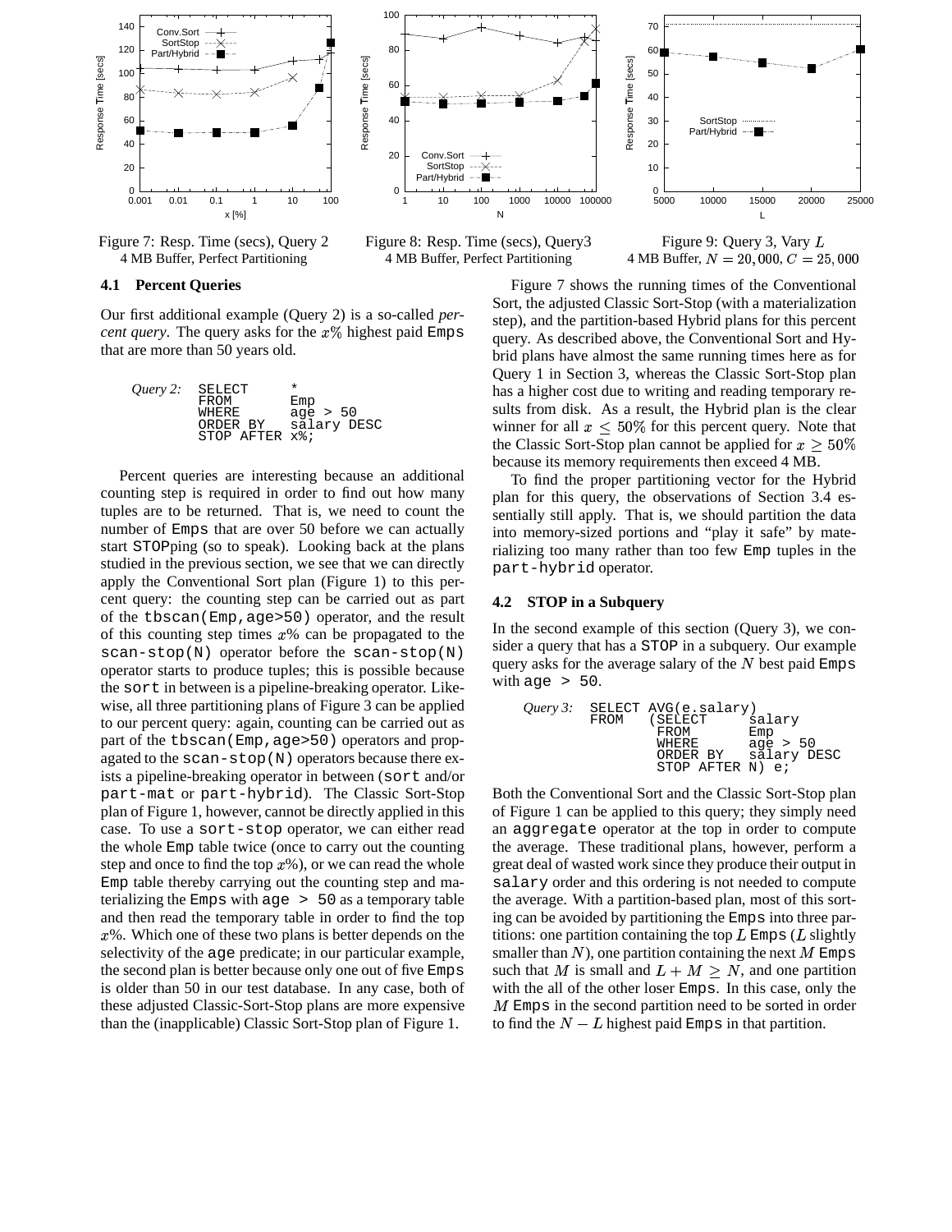Response Time [secs]
140
120
100
80
60
40
20
0
0.001 0.01 0.1 1 10 100
x [%]
Conv.Sort
SortStop
Part/Hybrid

Response Time [secs]
100
80
60
40
20
0
1 10 100 1000 10000 100000
N
Conv.Sort
SortStop
Part/Hybrid

Response Time [secs]
70
60
50
40
30
20
10
0
5000 10000 15000 20000 25000
L
SortStop
Part/Hybrid

Figure 7: Resp. Time (secs), Query 2
4 MB Buffer, Perfect Partitioning

Figure 8: Resp. Time (secs), Query3
4 MB Buffer, Perfect Partitioning

Figure 9: Query 3, Vary $L$
4 MB Buffer, $N = 20,000$, $C = 25,000$

### 4.1 Percent Queries

Our first additional example (Query 2) is a so-called *percent query*. The query asks for the $x$% highest paid Emps that are more than 50 years old.

```
Query 2:  SELECT      *
          FROM        Emp
          WHERE       age > 50
          ORDER BY    salary DESC
          STOP AFTER  x%;
```

Percent queries are interesting because an additional counting step is required in order to find out how many tuples are to be returned. That is, we need to count the number of Emps that are over 50 before we can actually start STOPping (so to speak). Looking back at the plans studied in the previous section, we see that we can directly apply the Conventional Sort plan (Figure 1) to this percent query: the counting step can be carried out as part of the tbscan(Emp,age>50) operator, and the result of this counting step times $x$% can be propagated to the scan-stop(N) operator before the scan-stop(N) operator starts to produce tuples; this is possible because the sort in between is a pipeline-breaking operator. Likewise, all three partitioning plans of Figure 3 can be applied to our percent query: again, counting can be carried out as part of the tbscan(Emp,age>50) operators and propagated to the scan-stop(N) operators because there exists a pipeline-breaking operator in between (sort and/or part-mat or part-hybrid). The Classic Sort-Stop plan of Figure 1, however, cannot be directly applied in this case. To use a sort-stop operator, we can either read the whole Emp table twice (once to carry out the counting step and once to find the top $x$%), or we can read the whole Emp table thereby carrying out the counting step and materializing the Emps with age > 50 as a temporary table and then read the temporary table in order to find the top $x$%. Which one of these two plans is better depends on the selectivity of the age predicate; in our particular example, the second plan is better because only one out of five Emps is older than 50 in our test database. In any case, both of these adjusted Classic-Sort-Stop plans are more expensive than the (inapplicable) Classic Sort-Stop plan of Figure 1.

Figure 7 shows the running times of the Conventional Sort, the adjusted Classic Sort-Stop (with a materialization step), and the partition-based Hybrid plans for this percent query. As described above, the Conventional Sort and Hybrid plans have almost the same running times here as for Query 1 in Section 3, whereas the Classic Sort-Stop plan has a higher cost due to writing and reading temporary results from disk. As a result, the Hybrid plan is the clear winner for all $x \leq 50\%$ for this percent query. Note that the Classic Sort-Stop plan cannot be applied for $x \geq 50\%$ because its memory requirements then exceed 4 MB.

To find the proper partitioning vector for the Hybrid plan for this query, the observations of Section 3.4 essentially still apply. That is, we should partition the data into memory-sized portions and "play it safe" by materializing too many rather than too few Emp tuples in the part-hybrid operator.

### 4.2 STOP in a Subquery

In the second example of this section (Query 3), we consider a query that has a STOP in a subquery. Our example query asks for the average salary of the $N$ best paid Emps with age > 50.

```
Query 3:  SELECT AVG(e.salary)
          FROM   (SELECT      salary
                  FROM        Emp
                  WHERE       age > 50
                  ORDER BY    salary DESC
                  STOP AFTER N) e;
```

Both the Conventional Sort and the Classic Sort-Stop plan of Figure 1 can be applied to this query; they simply need an aggregate operator at the top in order to compute the average. These traditional plans, however, perform a great deal of wasted work since they produce their output in salary order and this ordering is not needed to compute the average. With a partition-based plan, most of this sorting can be avoided by partitioning the Emps into three partitions: one partition containing the top $L$ Emps ($L$ slightly smaller than $N$), one partition containing the next $M$ Emps such that $M$ is small and $L + M \geq N$, and one partition with the all of the other loser Emps. In this case, only the $M$ Emps in the second partition need to be sorted in order to find the $N - L$ highest paid Emps in that partition.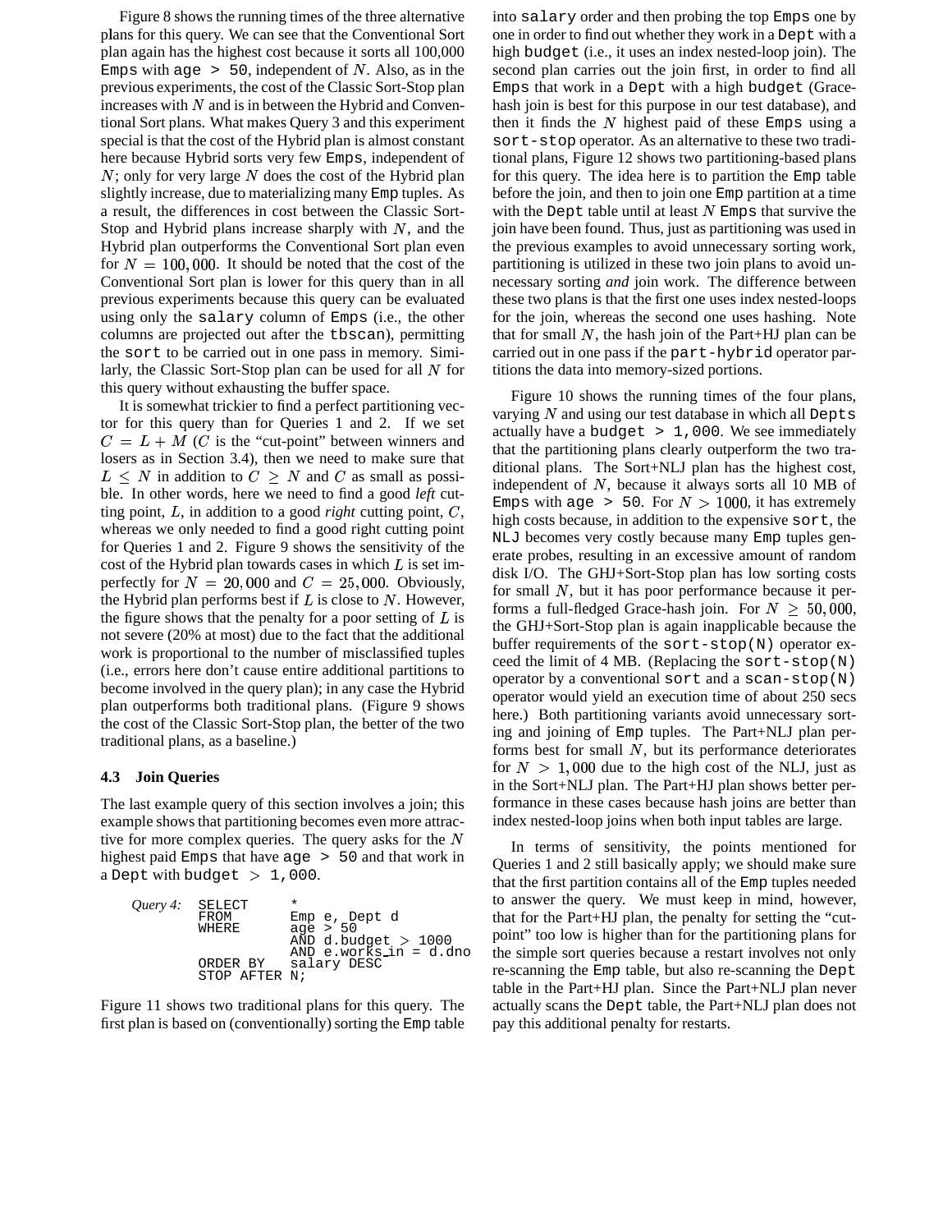Figure 8 shows the running times of the three alternative plans for this query. We can see that the Conventional Sort plan again has the highest cost because it sorts all 100,000 `Emps` with `age > 50`, independent of $N$. Also, as in the previous experiments, the cost of the Classic Sort-Stop plan increases with $N$ and is in between the Hybrid and Conventional Sort plans. What makes Query 3 and this experiment special is that the cost of the Hybrid plan is almost constant here because Hybrid sorts very few `Emps`, independent of $N$; only for very large $N$ does the cost of the Hybrid plan slightly increase, due to materializing many `Emp` tuples. As a result, the differences in cost between the Classic Sort-Stop and Hybrid plans increase sharply with $N$, and the Hybrid plan outperforms the Conventional Sort plan even for $N = 100,000$. It should be noted that the cost of the Conventional Sort plan is lower for this query than in all previous experiments because this query can be evaluated using only the `salary` column of `Emps` (i.e., the other columns are projected out after the `tbscan`), permitting the `sort` to be carried out in one pass in memory. Similarly, the Classic Sort-Stop plan can be used for all $N$ for this query without exhausting the buffer space.

It is somewhat trickier to find a perfect partitioning vector for this query than for Queries 1 and 2. If we set $C = L + M$ ($C$ is the "cut-point" between winners and losers as in Section 3.4), then we need to make sure that $L \leq N$ in addition to $C \geq N$ and $C$ as small as possible. In other words, here we need to find a good *left* cutting point, $L$, in addition to a good *right* cutting point, $C$, whereas we only needed to find a good right cutting point for Queries 1 and 2. Figure 9 shows the sensitivity of the cost of the Hybrid plan towards cases in which $L$ is set imperfectly for $N = 20,000$ and $C = 25,000$. Obviously, the Hybrid plan performs best if $L$ is close to $N$. However, the figure shows that the penalty for a poor setting of $L$ is not severe (20% at most) due to the fact that the additional work is proportional to the number of misclassified tuples (i.e., errors here don't cause entire additional partitions to become involved in the query plan); in any case the Hybrid plan outperforms both traditional plans. (Figure 9 shows the cost of the Classic Sort-Stop plan, the better of the two traditional plans, as a baseline.)

### 4.3 Join Queries

The last example query of this section involves a join; this example shows that partitioning becomes even more attractive for more complex queries. The query asks for the $N$ highest paid `Emps` that have `age > 50` and that work in a `Dept` with `budget > 1,000`.

*Query 4:*

```
SELECT      *
FROM        Emp e, Dept d
WHERE       age > 50
            AND d.budget > 1000
            AND e.works_in = d.dno
ORDER BY    salary DESC
STOP AFTER N;
```

Figure 11 shows two traditional plans for this query. The first plan is based on (conventionally) sorting the `Emp` table into `salary` order and then probing the top `Emps` one by one in order to find out whether they work in a `Dept` with a high `budget` (i.e., it uses an index nested-loop join). The second plan carries out the join first, in order to find all `Emps` that work in a `Dept` with a high `budget` (Grace-hash join is best for this purpose in our test database), and then it finds the $N$ highest paid of these `Emps` using a `sort-stop` operator. As an alternative to these two traditional plans, Figure 12 shows two partitioning-based plans for this query. The idea here is to partition the `Emp` table before the join, and then to join one `Emp` partition at a time with the `Dept` table until at least $N$ `Emps` that survive the join have been found. Thus, just as partitioning was used in the previous examples to avoid unnecessary sorting work, partitioning is utilized in these two join plans to avoid unnecessary sorting *and* join work. The difference between these two plans is that the first one uses index nested-loops for the join, whereas the second one uses hashing. Note that for small $N$, the hash join of the Part+HJ plan can be carried out in one pass if the `part-hybrid` operator partitions the data into memory-sized portions.

Figure 10 shows the running times of the four plans, varying $N$ and using our test database in which all `Depts` actually have a `budget > 1,000`. We see immediately that the partitioning plans clearly outperform the two traditional plans. The Sort+NLJ plan has the highest cost, independent of $N$, because it always sorts all 10 MB of `Emps` with `age > 50`. For $N > 1000$, it has extremely high costs because, in addition to the expensive `sort`, the `NLJ` becomes very costly because many `Emp` tuples generate probes, resulting in an excessive amount of random disk I/O. The GHJ+Sort-Stop plan has low sorting costs for small $N$, but it has poor performance because it performs a full-fledged Grace-hash join. For $N \geq 50,000$, the GHJ+Sort-Stop plan is again inapplicable because the buffer requirements of the `sort-stop(N)` operator exceed the limit of 4 MB. (Replacing the `sort-stop(N)` operator by a conventional `sort` and a `scan-stop(N)` operator would yield an execution time of about 250 secs here.) Both partitioning variants avoid unnecessary sorting and joining of `Emp` tuples. The Part+NLJ plan performs best for small $N$, but its performance deteriorates for $N > 1,000$ due to the high cost of the NLJ, just as in the Sort+NLJ plan. The Part+HJ plan shows better performance in these cases because hash joins are better than index nested-loop joins when both input tables are large.

In terms of sensitivity, the points mentioned for Queries 1 and 2 still basically apply; we should make sure that the first partition contains all of the `Emp` tuples needed to answer the query. We must keep in mind, however, that for the Part+HJ plan, the penalty for setting the "cut-point" too low is higher than for the partitioning plans for the simple sort queries because a restart involves not only re-scanning the `Emp` table, but also re-scanning the `Dept` table in the Part+HJ plan. Since the Part+NLJ plan never actually scans the `Dept` table, the Part+NLJ plan does not pay this additional penalty for restarts.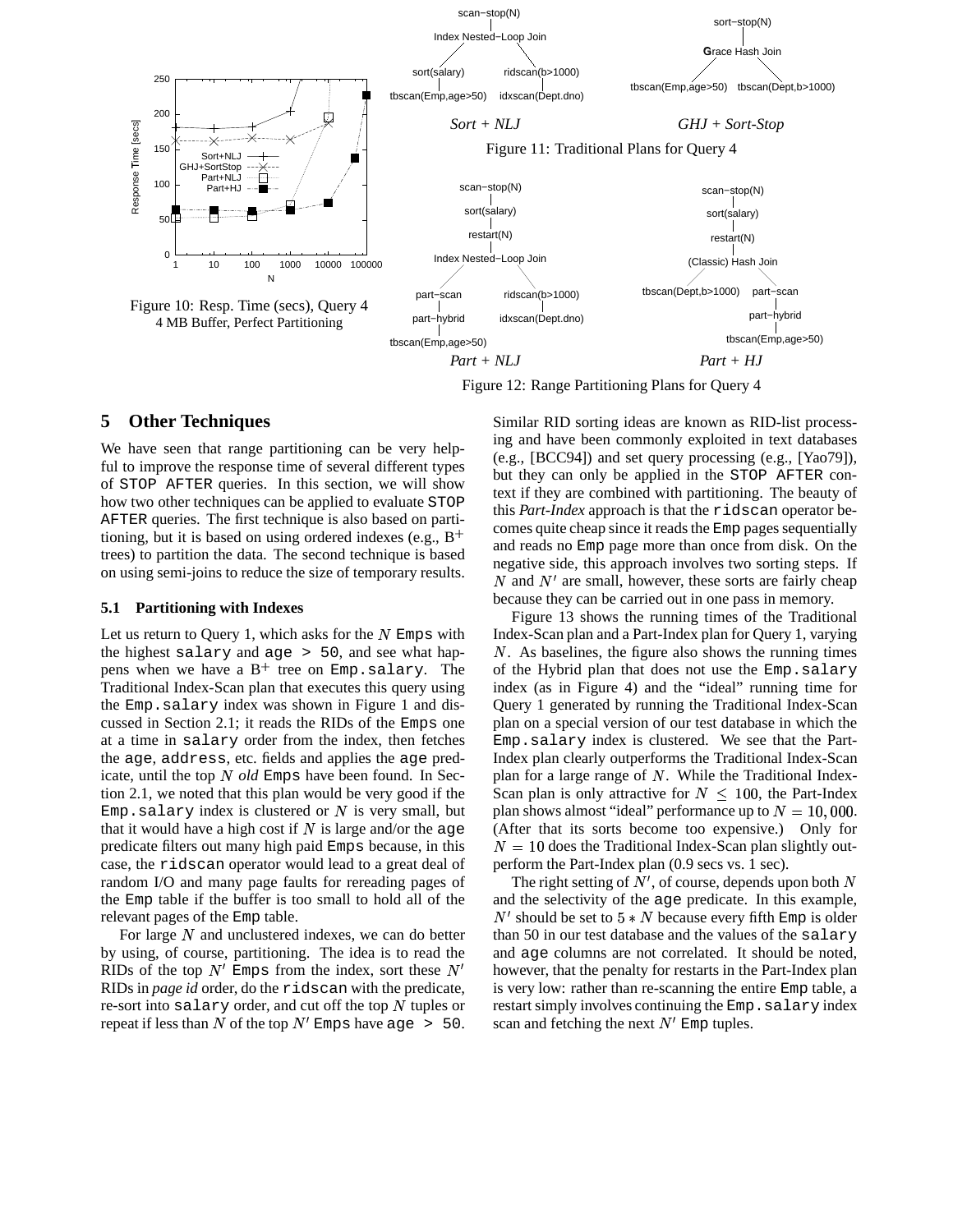Response Time [secs]
250
200
150
100
50
0
1 10 100 1000 10000 100000
N
Sort+NLJ
GHJ+SortStop
Part+NLJ
Part+HJ

Figure 10: Resp. Time (secs), Query 4
4 MB Buffer, Perfect Partitioning

scan−stop(N)
Index Nested−Loop Join
sort(salary)
ridscan(b>1000)
tbscan(Emp,age>50)
idxscan(Dept.dno)
*Sort + NLJ*

sort−stop(N)
Grace Hash Join
tbscan(Emp,age>50)
tbscan(Dept,b>1000)
*GHJ + Sort-Stop*

Figure 11: Traditional Plans for Query 4

scan−stop(N)
sort(salary)
restart(N)
Index Nested−Loop Join
part−scan
ridscan(b>1000)
part−hybrid
idxscan(Dept.dno)
tbscan(Emp,age>50)
*Part + NLJ*

scan−stop(N)
sort(salary)
restart(N)
(Classic) Hash Join
tbscan(Dept,b>1000)
part−scan
part−hybrid
tbscan(Emp,age>50)
*Part + HJ*

Figure 12: Range Partitioning Plans for Query 4

## 5 Other Techniques

We have seen that range partitioning can be very helpful to improve the response time of several different types of STOP AFTER queries. In this section, we will show how two other techniques can be applied to evaluate STOP AFTER queries. The first technique is also based on partitioning, but it is based on using ordered indexes (e.g., $B^+$ trees) to partition the data. The second technique is based on using semi-joins to reduce the size of temporary results.

### 5.1 Partitioning with Indexes

Let us return to Query 1, which asks for the $N$ Emps with the highest salary and age > 50, and see what happens when we have a $B^+$ tree on Emp.salary. The Traditional Index-Scan plan that executes this query using the Emp.salary index was shown in Figure 1 and discussed in Section 2.1; it reads the RIDs of the Emps one at a time in salary order from the index, then fetches the age, address, etc. fields and applies the age predicate, until the top $N$ *old* Emps have been found. In Section 2.1, we noted that this plan would be very good if the Emp.salary index is clustered or $N$ is very small, but that it would have a high cost if $N$ is large and/or the age predicate filters out many high paid Emps because, in this case, the ridscan operator would lead to a great deal of random I/O and many page faults for rereading pages of the Emp table if the buffer is too small to hold all of the relevant pages of the Emp table.

For large $N$ and unclustered indexes, we can do better by using, of course, partitioning. The idea is to read the RIDs of the top $N'$ Emps from the index, sort these $N'$ RIDs in *page id* order, do the ridscan with the predicate, re-sort into salary order, and cut off the top $N$ tuples or repeat if less than $N$ of the top $N'$ Emps have age > 50. Similar RID sorting ideas are known as RID-list processing and have been commonly exploited in text databases (e.g., [BCC94]) and set query processing (e.g., [Yao79]), but they can only be applied in the STOP AFTER context if they are combined with partitioning. The beauty of this *Part-Index* approach is that the ridscan operator becomes quite cheap since it reads the Emp pages sequentially and reads no Emp page more than once from disk. On the negative side, this approach involves two sorting steps. If $N$ and $N'$ are small, however, these sorts are fairly cheap because they can be carried out in one pass in memory.

Figure 13 shows the running times of the Traditional Index-Scan plan and a Part-Index plan for Query 1, varying $N$. As baselines, the figure also shows the running times of the Hybrid plan that does not use the Emp.salary index (as in Figure 4) and the "ideal" running time for Query 1 generated by running the Traditional Index-Scan plan on a special version of our test database in which the Emp.salary index is clustered. We see that the Part-Index plan clearly outperforms the Traditional Index-Scan plan for a large range of $N$. While the Traditional Index-Scan plan is only attractive for $N \leq 100$, the Part-Index plan shows almost "ideal" performance up to $N = 10,000$. (After that its sorts become too expensive.) Only for $N = 10$ does the Traditional Index-Scan plan slightly outperform the Part-Index plan (0.9 secs vs. 1 sec).

The right setting of $N'$, of course, depends upon both $N$ and the selectivity of the age predicate. In this example, $N'$ should be set to $5 * N$ because every fifth Emp is older than 50 in our test database and the values of the salary and age columns are not correlated. It should be noted, however, that the penalty for restarts in the Part-Index plan is very low: rather than re-scanning the entire Emp table, a restart simply involves continuing the Emp.salary index scan and fetching the next $N'$ Emp tuples.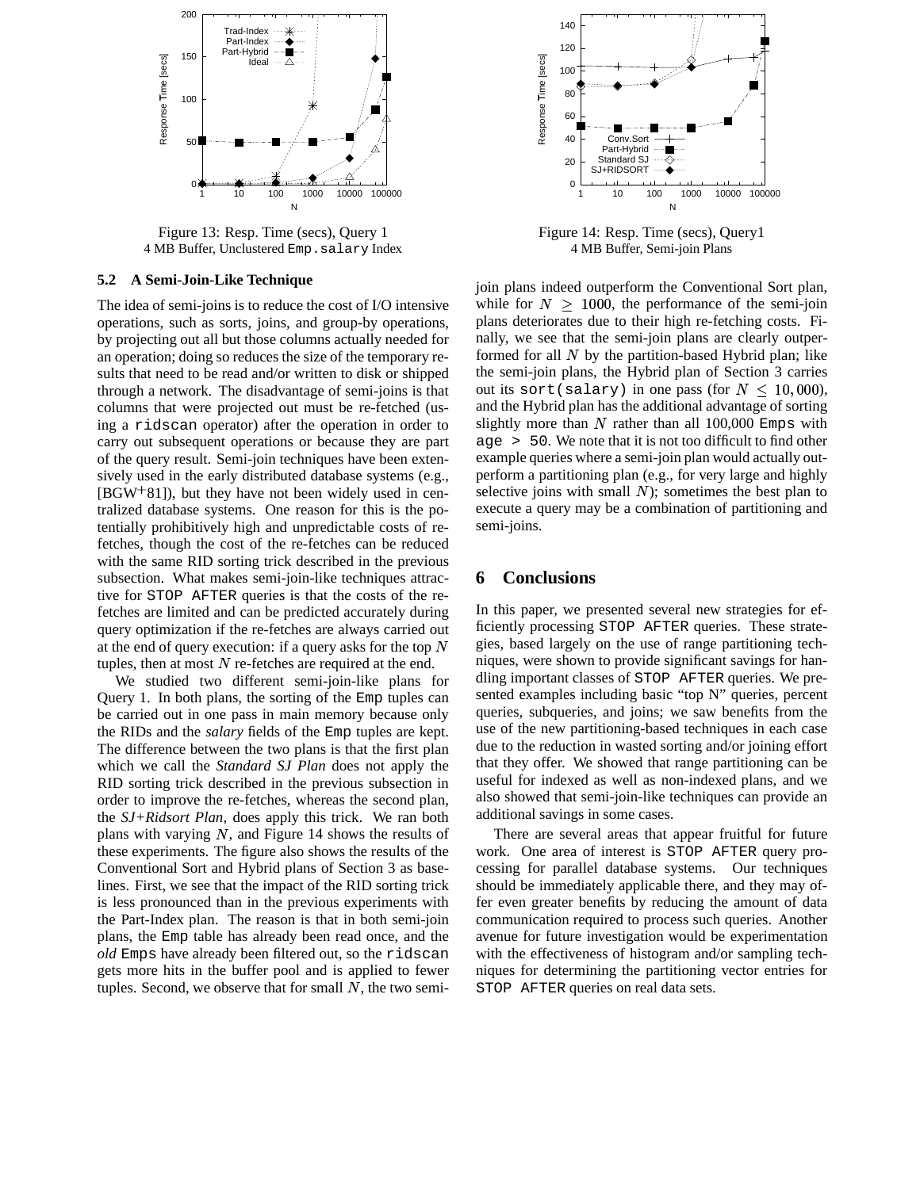200
150
100
50
0
Response Time [secs]
1 10 100 1000 10000 100000
N
Trad-Index
Part-Index
Part-Hybrid
Ideal

Figure 13: Resp. Time (secs), Query 1
4 MB Buffer, Unclustered `Emp.salary` Index

140
120
100
80
60
40
20
0
Response Time [secs]
1 10 100 1000 10000 100000
N
Conv.Sort
Part-Hybrid
Standard SJ
SJ+RIDSORT

Figure 14: Resp. Time (secs), Query1
4 MB Buffer, Semi-join Plans

### 5.2 A Semi-Join-Like Technique

The idea of semi-joins is to reduce the cost of I/O intensive operations, such as sorts, joins, and group-by operations, by projecting out all but those columns actually needed for an operation; doing so reduces the size of the temporary results that need to be read and/or written to disk or shipped through a network. The disadvantage of semi-joins is that columns that were projected out must be re-fetched (using a `ridscan` operator) after the operation in order to carry out subsequent operations or because they are part of the query result. Semi-join techniques have been extensively used in the early distributed database systems (e.g., [BGW+81]), but they have not been widely used in centralized database systems. One reason for this is the potentially prohibitively high and unpredictable costs of refetches, though the cost of the re-fetches can be reduced with the same RID sorting trick described in the previous subsection. What makes semi-join-like techniques attractive for `STOP AFTER` queries is that the costs of the refetches are limited and can be predicted accurately during query optimization if the re-fetches are always carried out at the end of query execution: if a query asks for the top $N$ tuples, then at most $N$ re-fetches are required at the end.

We studied two different semi-join-like plans for Query 1. In both plans, the sorting of the `Emp` tuples can be carried out in one pass in main memory because only the RIDs and the *salary* fields of the `Emp` tuples are kept. The difference between the two plans is that the first plan which we call the *Standard SJ Plan* does not apply the RID sorting trick described in the previous subsection in order to improve the re-fetches, whereas the second plan, the *SJ+Ridsort Plan*, does apply this trick. We ran both plans with varying $N$, and Figure 14 shows the results of these experiments. The figure also shows the results of the Conventional Sort and Hybrid plans of Section 3 as baselines. First, we see that the impact of the RID sorting trick is less pronounced than in the previous experiments with the Part-Index plan. The reason is that in both semi-join plans, the `Emp` table has already been read once, and the *old* `Emps` have already been filtered out, so the `ridscan` gets more hits in the buffer pool and is applied to fewer tuples. Second, we observe that for small $N$, the two semi-join plans indeed outperform the Conventional Sort plan, while for $N \geq 1000$, the performance of the semi-join plans deteriorates due to their high re-fetching costs. Finally, we see that the semi-join plans are clearly outperformed for all $N$ by the partition-based Hybrid plan; like the semi-join plans, the Hybrid plan of Section 3 carries out its `sort(salary)` in one pass (for $N \leq 10,000$), and the Hybrid plan has the additional advantage of sorting slightly more than $N$ rather than all 100,000 `Emps` with `age > 50`. We note that it is not too difficult to find other example queries where a semi-join plan would actually outperform a partitioning plan (e.g., for very large and highly selective joins with small $N$); sometimes the best plan to execute a query may be a combination of partitioning and semi-joins.

## 6 Conclusions

In this paper, we presented several new strategies for efficiently processing `STOP AFTER` queries. These strategies, based largely on the use of range partitioning techniques, were shown to provide significant savings for handling important classes of `STOP AFTER` queries. We presented examples including basic "top N" queries, percent queries, subqueries, and joins; we saw benefits from the use of the new partitioning-based techniques in each case due to the reduction in wasted sorting and/or joining effort that they offer. We showed that range partitioning can be useful for indexed as well as non-indexed plans, and we also showed that semi-join-like techniques can provide an additional savings in some cases.

There are several areas that appear fruitful for future work. One area of interest is `STOP AFTER` query processing for parallel database systems. Our techniques should be immediately applicable there, and they may offer even greater benefits by reducing the amount of data communication required to process such queries. Another avenue for future investigation would be experimentation with the effectiveness of histogram and/or sampling techniques for determining the partitioning vector entries for `STOP AFTER` queries on real data sets.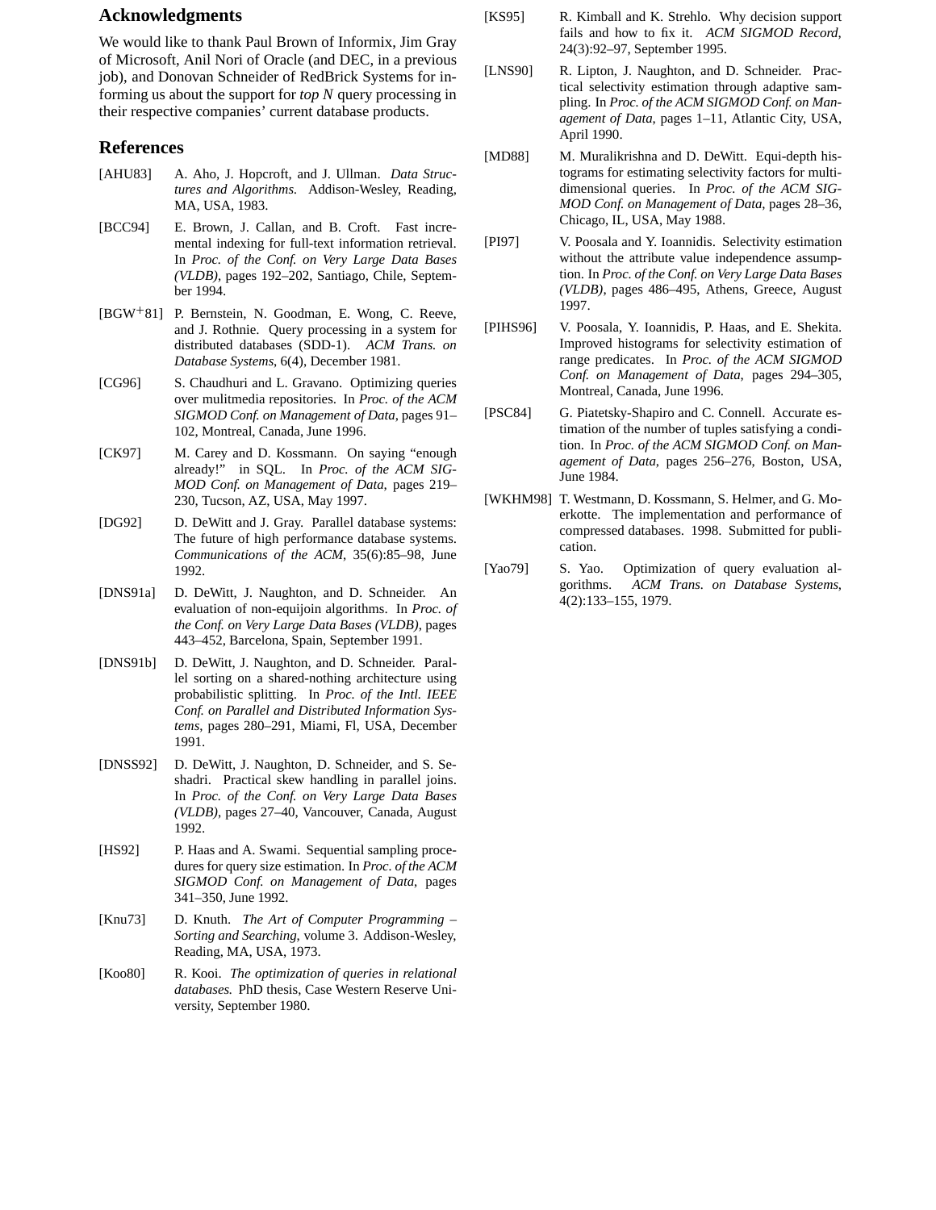## Acknowledgments

We would like to thank Paul Brown of Informix, Jim Gray of Microsoft, Anil Nori of Oracle (and DEC, in a previous job), and Donovan Schneider of RedBrick Systems for informing us about the support for *top N* query processing in their respective companies' current database products.

## References

[AHU83] A. Aho, J. Hopcroft, and J. Ullman. *Data Structures and Algorithms.* Addison-Wesley, Reading, MA, USA, 1983.

[BCC94] E. Brown, J. Callan, and B. Croft. Fast incremental indexing for full-text information retrieval. In *Proc. of the Conf. on Very Large Data Bases (VLDB)*, pages 192–202, Santiago, Chile, September 1994.

[BGW+81] P. Bernstein, N. Goodman, E. Wong, C. Reeve, and J. Rothnie. Query processing in a system for distributed databases (SDD-1). *ACM Trans. on Database Systems*, 6(4), December 1981.

[CG96] S. Chaudhuri and L. Gravano. Optimizing queries over mulitmedia repositories. In *Proc. of the ACM SIGMOD Conf. on Management of Data*, pages 91–102, Montreal, Canada, June 1996.

[CK97] M. Carey and D. Kossmann. On saying "enough already!" in SQL. In *Proc. of the ACM SIGMOD Conf. on Management of Data*, pages 219–230, Tucson, AZ, USA, May 1997.

[DG92] D. DeWitt and J. Gray. Parallel database systems: The future of high performance database systems. *Communications of the ACM*, 35(6):85–98, June 1992.

[DNS91a] D. DeWitt, J. Naughton, and D. Schneider. An evaluation of non-equijoin algorithms. In *Proc. of the Conf. on Very Large Data Bases (VLDB)*, pages 443–452, Barcelona, Spain, September 1991.

[DNS91b] D. DeWitt, J. Naughton, and D. Schneider. Parallel sorting on a shared-nothing architecture using probabilistic splitting. In *Proc. of the Intl. IEEE Conf. on Parallel and Distributed Information Systems*, pages 280–291, Miami, Fl, USA, December 1991.

[DNSS92] D. DeWitt, J. Naughton, D. Schneider, and S. Seshadri. Practical skew handling in parallel joins. In *Proc. of the Conf. on Very Large Data Bases (VLDB)*, pages 27–40, Vancouver, Canada, August 1992.

[HS92] P. Haas and A. Swami. Sequential sampling procedures for query size estimation. In *Proc. of the ACM SIGMOD Conf. on Management of Data*, pages 341–350, June 1992.

[Knu73] D. Knuth. *The Art of Computer Programming – Sorting and Searching*, volume 3. Addison-Wesley, Reading, MA, USA, 1973.

[Koo80] R. Kooi. *The optimization of queries in relational databases.* PhD thesis, Case Western Reserve University, September 1980.

[KS95] R. Kimball and K. Strehlo. Why decision support fails and how to fix it. *ACM SIGMOD Record*, 24(3):92–97, September 1995.

[LNS90] R. Lipton, J. Naughton, and D. Schneider. Practical selectivity estimation through adaptive sampling. In *Proc. of the ACM SIGMOD Conf. on Management of Data*, pages 1–11, Atlantic City, USA, April 1990.

[MD88] M. Muralikrishna and D. DeWitt. Equi-depth histograms for estimating selectivity factors for multidimensional queries. In *Proc. of the ACM SIGMOD Conf. on Management of Data*, pages 28–36, Chicago, IL, USA, May 1988.

[PI97] V. Poosala and Y. Ioannidis. Selectivity estimation without the attribute value independence assumption. In *Proc. of the Conf. on Very Large Data Bases (VLDB)*, pages 486–495, Athens, Greece, August 1997.

[PIHS96] V. Poosala, Y. Ioannidis, P. Haas, and E. Shekita. Improved histograms for selectivity estimation of range predicates. In *Proc. of the ACM SIGMOD Conf. on Management of Data*, pages 294–305, Montreal, Canada, June 1996.

[PSC84] G. Piatetsky-Shapiro and C. Connell. Accurate estimation of the number of tuples satisfying a condition. In *Proc. of the ACM SIGMOD Conf. on Management of Data*, pages 256–276, Boston, USA, June 1984.

[WKHM98] T. Westmann, D. Kossmann, S. Helmer, and G. Moerkotte. The implementation and performance of compressed databases. 1998. Submitted for publication.

[Yao79] S. Yao. Optimization of query evaluation algorithms. *ACM Trans. on Database Systems*, 4(2):133–155, 1979.